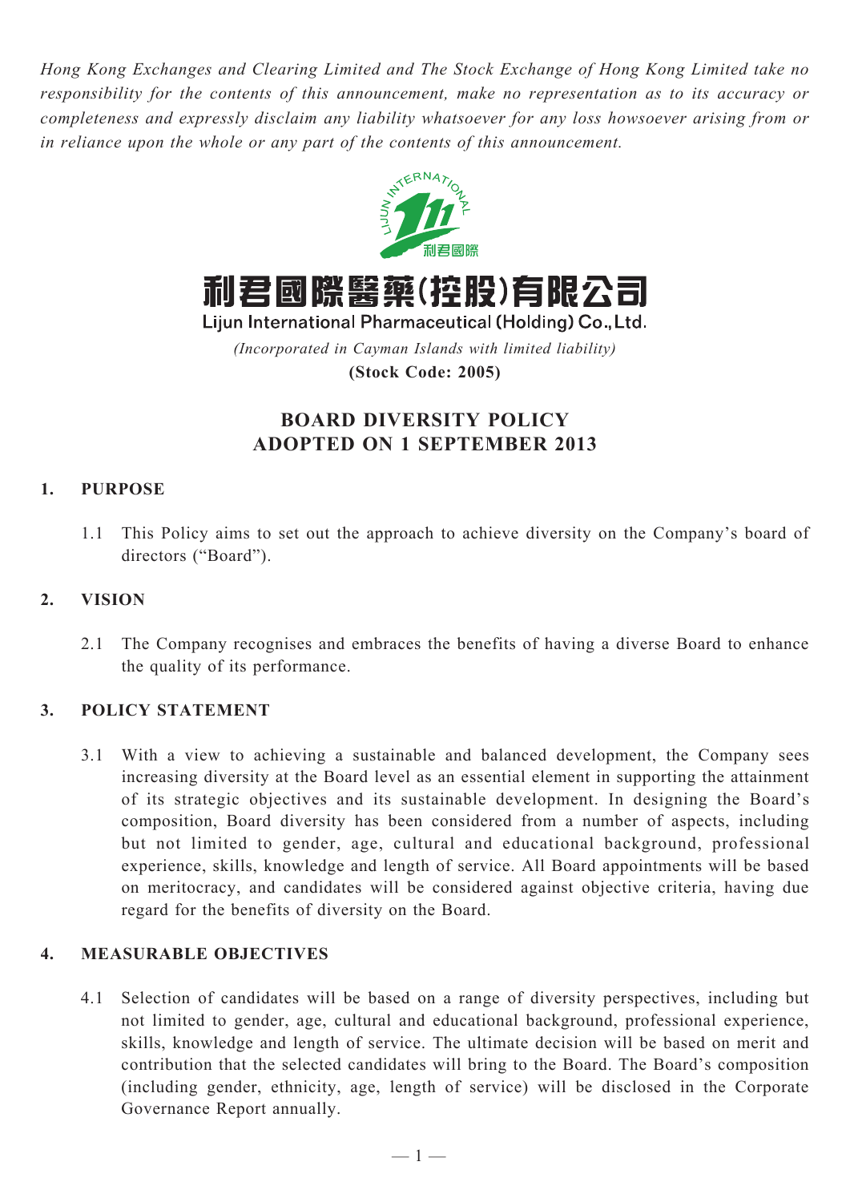*Hong Kong Exchanges and Clearing Limited and The Stock Exchange of Hong Kong Limited take no responsibility for the contents of this announcement, make no representation as to its accuracy or completeness and expressly disclaim any liability whatsoever for any loss howsoever arising from or in reliance upon the whole or any part of the contents of this announcement.*

# 利君國際醫藥(控股)有限公司

**Lijun International Pharmaceutical (Holding) Co., Ltd.**

*(Incorporated in Cayman Islands with limited liability)*

**(Stock Code: 2005)**

## BOARD DIVERSITY POLICY ADOPTED ON 1 SEPTEMBER 2013

### 1. PURPOSE

1.1 This Policy aims to set out the approach to achieve diversity on the Company's board of directors ("Board").

### 2. VISION

2.1 The Company recognises and embraces the benefits of having a diverse Board to enhance the quality of its performance.

### 3. POLICY STATEMENT

3.1 With a view to achieving a sustainable and balanced development, the Company sees increasing diversity at the Board level as an essential element in supporting the attainment of its strategic objectives and its sustainable development. In designing the Board's composition, Board diversity has been considered from a number of aspects, including but not limited to gender, age, cultural and educational background, professional experience, skills, knowledge and length of service. All Board appointments will be based on meritocracy, and candidates will be considered against objective criteria, having due regard for the benefits of diversity on the Board.

### 4. MEASURABLE OBJECTIVES

4.1 Selection of candidates will be based on a range of diversity perspectives, including but not limited to gender, age, cultural and educational background, professional experience, skills, knowledge and length of service. The ultimate decision will be based on merit and contribution that the selected candidates will bring to the Board. The Board's composition (including gender, ethnicity, age, length of service) will be disclosed in the Corporate Governance Report annually.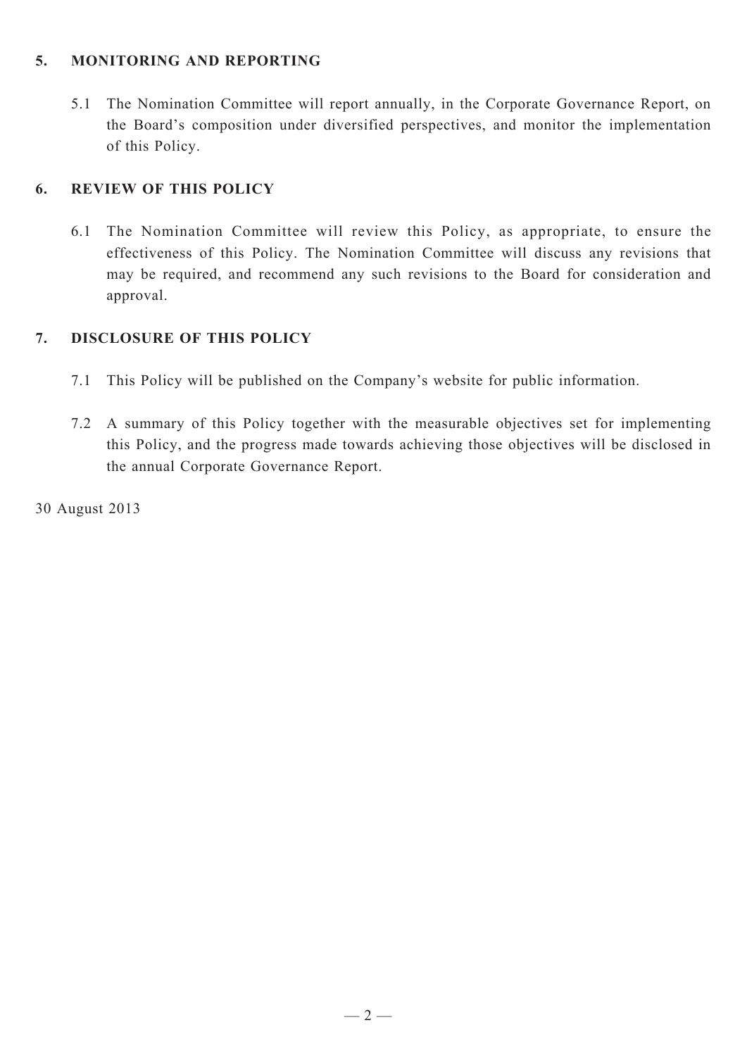## 5. MONITORING AND REPORTING

5.1 The Nomination Committee will report annually, in the Corporate Governance Report, on the Board's composition under diversified perspectives, and monitor the implementation of this Policy.

## 6. REVIEW OF THIS POLICY

6.1 The Nomination Committee will review this Policy, as appropriate, to ensure the effectiveness of this Policy. The Nomination Committee will discuss any revisions that may be required, and recommend any such revisions to the Board for consideration and approval.

## 7. DISCLOSURE OF THIS POLICY

7.1 This Policy will be published on the Company's website for public information.

7.2 A summary of this Policy together with the measurable objectives set for implementing this Policy, and the progress made towards achieving those objectives will be disclosed in the annual Corporate Governance Report.

30 August 2013